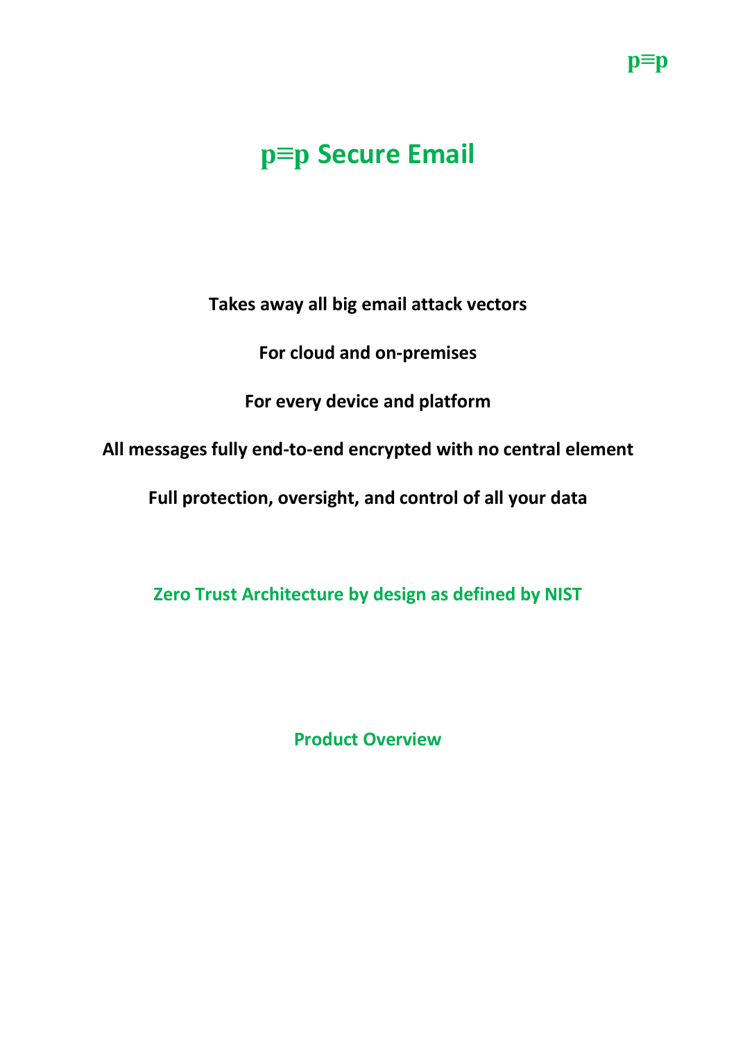# p≡p Secure Email

**Takes away all big email attack vectors**

**For cloud and on-premises**

**For every device and platform**

**All messages fully end-to-end encrypted with no central element**

**Full protection, oversight, and control of all your data**

**Zero Trust Architecture by design as defined by NIST**

**Product Overview**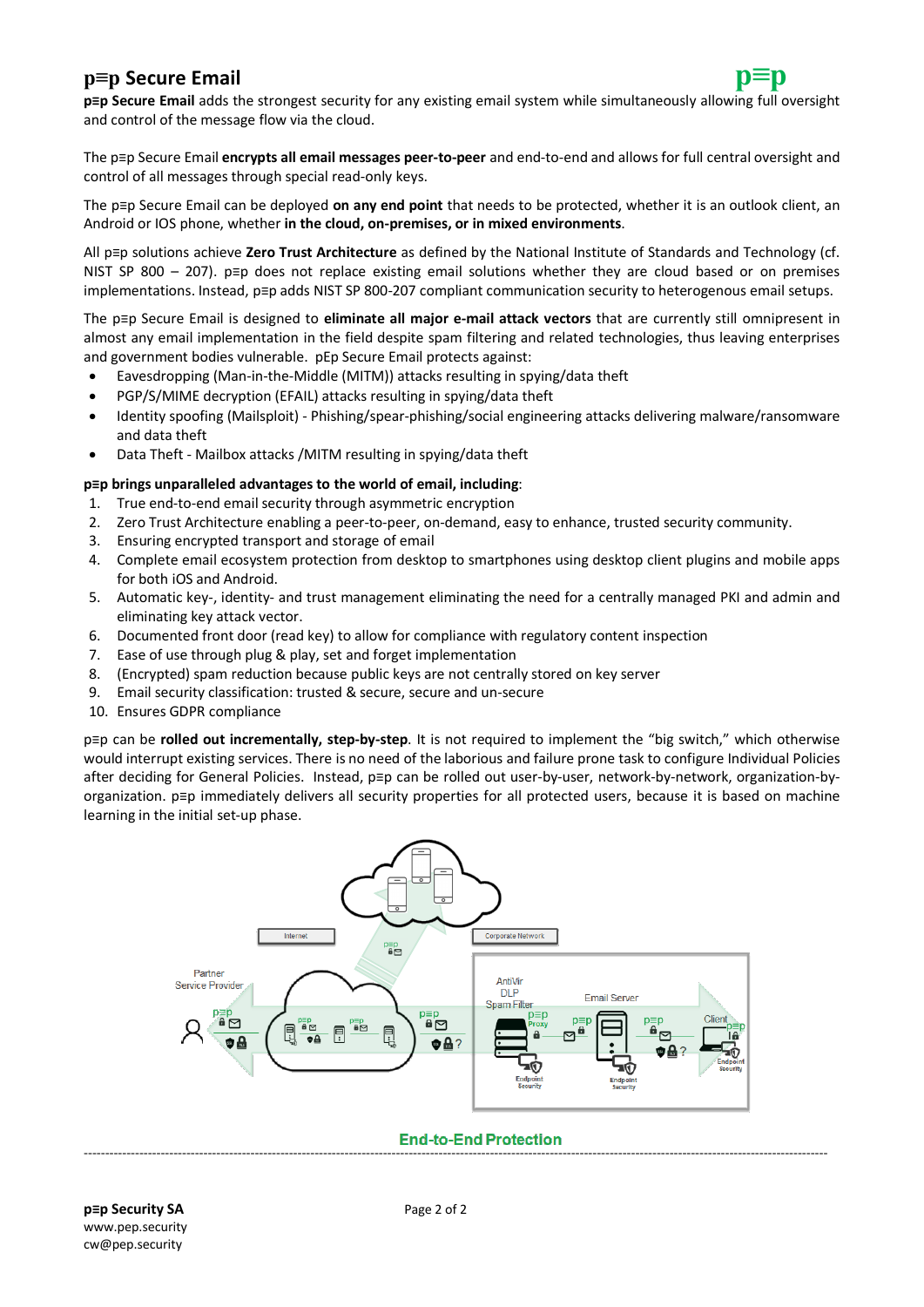# p≡p Secure Email

**p≡p Secure Email** adds the strongest security for any existing email system while simultaneously allowing full oversight and control of the message flow via the cloud.

The p≡p Secure Email **encrypts all email messages peer-to-peer** and end-to-end and allows for full central oversight and control of all messages through special read-only keys.

The p≡p Secure Email can be deployed **on any end point** that needs to be protected, whether it is an outlook client, an Android or IOS phone, whether **in the cloud, on-premises, or in mixed environments**.

All p≡p solutions achieve **Zero Trust Architecture** as defined by the National Institute of Standards and Technology (cf. NIST SP 800 – 207). p≡p does not replace existing email solutions whether they are cloud based or on premises implementations. Instead, p≡p adds NIST SP 800-207 compliant communication security to heterogenous email setups.

The p≡p Secure Email is designed to **eliminate all major e-mail attack vectors** that are currently still omnipresent in almost any email implementation in the field despite spam filtering and related technologies, thus leaving enterprises and government bodies vulnerable. pEp Secure Email protects against:

- Eavesdropping (Man-in-the-Middle (MITM)) attacks resulting in spying/data theft
- PGP/S/MIME decryption (EFAIL) attacks resulting in spying/data theft
- Identity spoofing (Mailsploit) - Phishing/spear-phishing/social engineering attacks delivering malware/ransomware and data theft
- Data Theft - Mailbox attacks /MITM resulting in spying/data theft

**p≡p brings unparalleled advantages to the world of email, including**:

1. True end-to-end email security through asymmetric encryption
2. Zero Trust Architecture enabling a peer-to-peer, on-demand, easy to enhance, trusted security community.
3. Ensuring encrypted transport and storage of email
4. Complete email ecosystem protection from desktop to smartphones using desktop client plugins and mobile apps for both iOS and Android.
5. Automatic key-, identity- and trust management eliminating the need for a centrally managed PKI and admin and eliminating key attack vector.
6. Documented front door (read key) to allow for compliance with regulatory content inspection
7. Ease of use through plug & play, set and forget implementation
8. (Encrypted) spam reduction because public keys are not centrally stored on key server
9. Email security classification: trusted & secure, secure and un-secure
10. Ensures GDPR compliance

p≡p can be **rolled out incrementally, step-by-step**. It is not required to implement the "big switch," which otherwise would interrupt existing services. There is no need of the laborious and failure prone task to configure Individual Policies after deciding for General Policies. Instead, p≡p can be rolled out user-by-user, network-by-network, organization-by-organization. p≡p immediately delivers all security properties for all protected users, because it is based on machine learning in the initial set-up phase.

Internet
Corporate Network
Partner Service Provider
AntiVir
DLP
Spam Filter
Email Server
Client
p≡p Proxy
Endpoint Security

End-to-End Protection

**p≡p Security SA**
www.pep.security
cw@pep.security